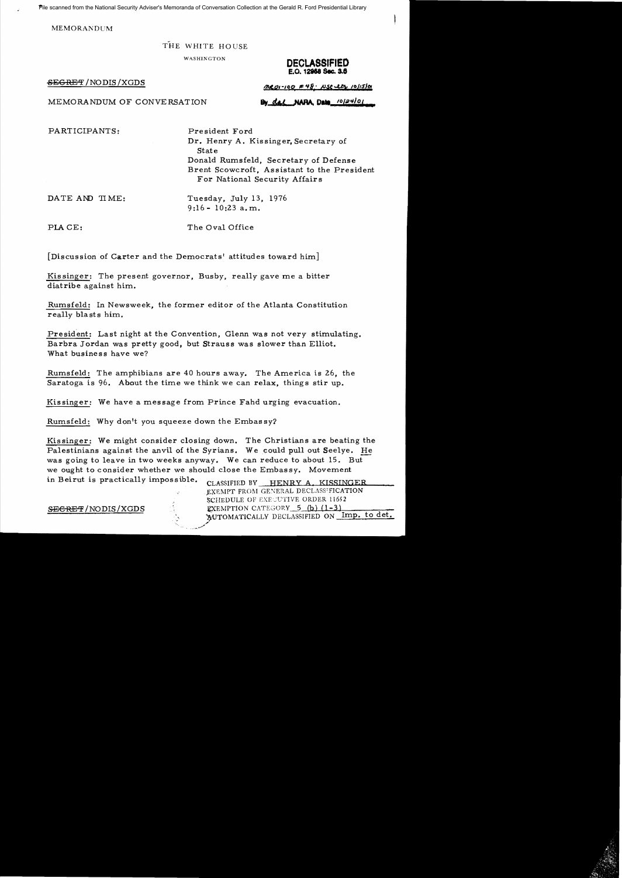File scanned from the National Security Adviser's Memoranda of Conversation Collection at the Gerald R. Ford Presidential Library

MEMORANDUM

THE WHITE HOUSE

WASHINGTON

**DECLASSIFIED**
**E.O. 12958 Sec. 3.6**

~~SECRET~~/NODIS/XGDS

MR 01-100 #48; NSC ltr 10/15/01

MEMORANDUM OF CONVERSATION

By dal NARA, Date 10/24/01

PARTICIPANTS: President Ford
Dr. Henry A. Kissinger, Secretary of State
Donald Rumsfeld, Secretary of Defense
Brent Scowcroft, Assistant to the President For National Security Affairs

DATE AND TIME: Tuesday, July 13, 1976
9:16 - 10:23 a.m.

PLACE: The Oval Office

[Discussion of Carter and the Democrats' attitudes toward him]

Kissinger: The present governor, Busby, really gave me a bitter diatribe against him.

Rumsfeld: In Newsweek, the former editor of the Atlanta Constitution really blasts him.

President: Last night at the Convention, Glenn was not very stimulating. Barbra Jordan was pretty good, but Strauss was slower than Elliot. What business have we?

Rumsfeld: The amphibians are 40 hours away. The America is 26, the Saratoga is 96. About the time we think we can relax, things stir up.

Kissinger: We have a message from Prince Fahd urging evacuation.

Rumsfeld: Why don't you squeeze down the Embassy?

Kissinger: We might consider closing down. The Christians are beating the Palestinians against the anvil of the Syrians. We could pull out Seelye. He was going to leave in two weeks anyway. We can reduce to about 15. But we ought to consider whether we should close the Embassy. Movement in Beirut is practically impossible.

~~SECRET~~/NODIS/XGDS

CLASSIFIED BY HENRY A. KISSINGER
EXEMPT FROM GENERAL DECLASSIFICATION SCHEDULE OF EXECUTIVE ORDER 11652
EXEMPTION CATEGORY 5 (b) (1-3)
AUTOMATICALLY DECLASSIFIED ON Imp. to det.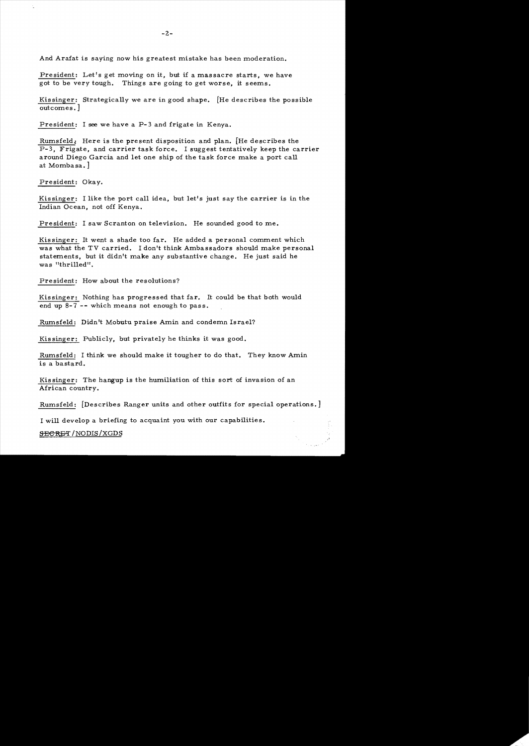And Arafat is saying now his greatest mistake has been moderation.

President: Let's get moving on it, but if a massacre starts, we have got to be very tough. Things are going to get worse, it seems.

Kissinger: Strategically we are in good shape. [He describes the possible outcomes.]

President: I see we have a P-3 and frigate in Kenya.

Rumsfeld: Here is the present disposition and plan. [He describes the P-3, Frigate, and carrier task force. I suggest tentatively keep the carrier around Diego Garcia and let one ship of the task force make a port call at Mombasa.]

President: Okay.

Kissinger: I like the port call idea, but let's just say the carrier is in the Indian Ocean, not off Kenya.

President: I saw Scranton on television. He sounded good to me.

Kissinger: It went a shade too far. He added a personal comment which was what the TV carried. I don't think Ambassadors should make personal statements, but it didn't make any substantive change. He just said he was "thrilled".

President: How about the resolutions?

Kissinger: Nothing has progressed that far. It could be that both would end up 8-7 -- which means not enough to pass.

Rumsfeld: Didn't Mobutu praise Amin and condemn Israel?

Kissinger: Publicly, but privately he thinks it was good.

Rumsfeld: I think we should make it tougher to do that. They know Amin is a bastard.

Kissinger: The hangup is the humiliation of this sort of invasion of an African country.

Rumsfeld: [Describes Ranger units and other outfits for special operations.]

I will develop a briefing to acquaint you with our capabilities.

~~SECRET~~/NODIS/XGDS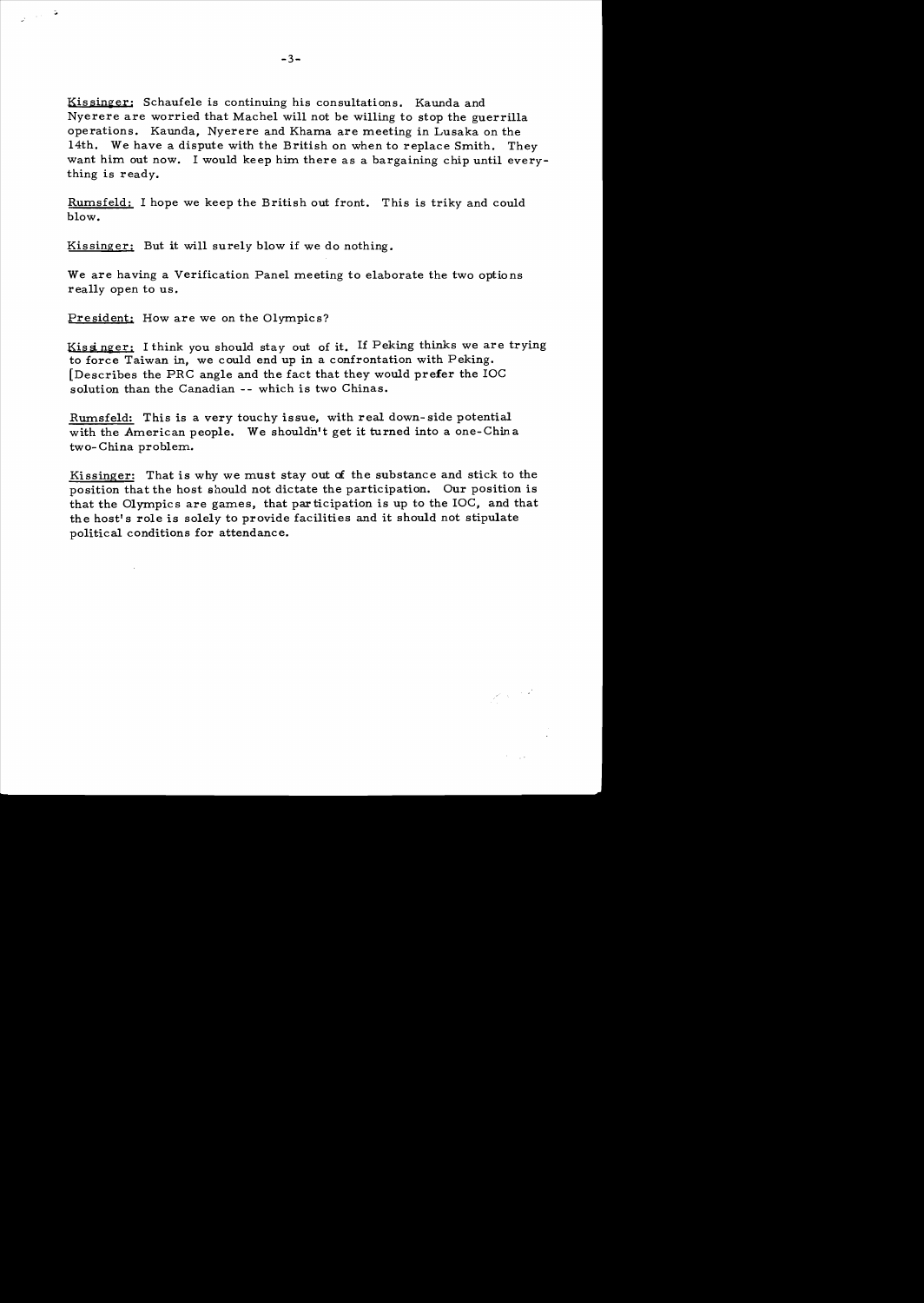Kissinger: Schaufele is continuing his consultations. Kaunda and Nyerere are worried that Machel will not be willing to stop the guerrilla operations. Kaunda, Nyerere and Khama are meeting in Lusaka on the 14th. We have a dispute with the British on when to replace Smith. They want him out now. I would keep him there as a bargaining chip until everything is ready.

Rumsfeld: I hope we keep the British out front. This is triky and could blow.

Kissinger: But it will surely blow if we do nothing.

We are having a Verification Panel meeting to elaborate the two options really open to us.

President: How are we on the Olympics?

Kissinger: I think you should stay out of it. If Peking thinks we are trying to force Taiwan in, we could end up in a confrontation with Peking. [Describes the PRC angle and the fact that they would prefer the IOC solution than the Canadian -- which is two Chinas.

Rumsfeld: This is a very touchy issue, with real down-side potential with the American people. We shouldn't get it turned into a one-China two-China problem.

Kissinger: That is why we must stay out of the substance and stick to the position that the host should not dictate the participation. Our position is that the Olympics are games, that participation is up to the IOC, and that the host's role is solely to provide facilities and it should not stipulate political conditions for attendance.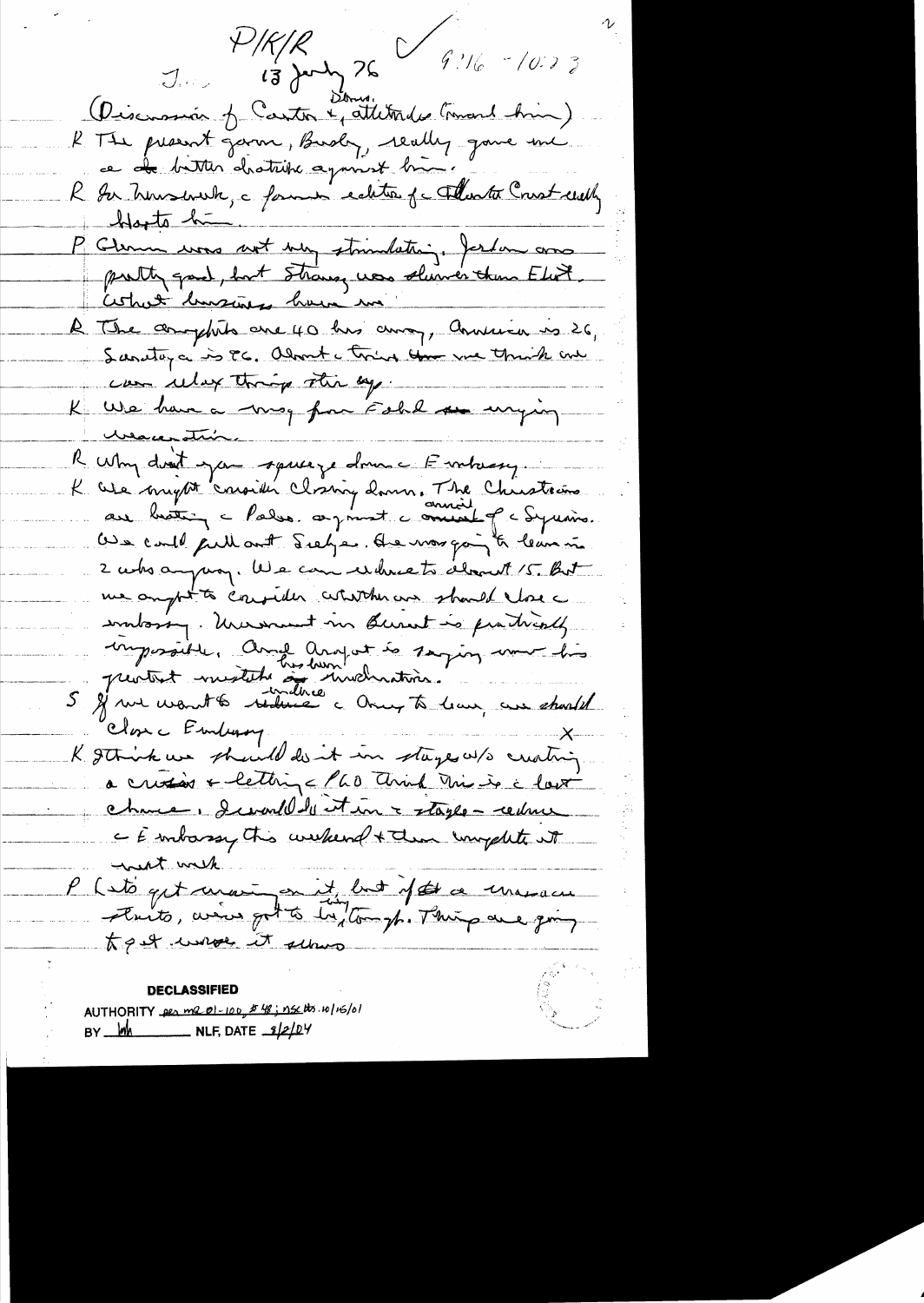P/K/R
J... 13 July 76 ✓ 9:16 - 10:23

(Discussion of Carter + attitudes toward him)

R The present gov., Brady, really gave me a bitter diatribe against him.

R Joe Kraus?, a former editor of the Atlanta Const. really blasts him.

P Glenn was not very stimulating. Jordan was pretty good, but Strauss was slower than Eliot.

What business have we.

R The cargo ships are 40 hrs away, America is 26, Saratoga is 86. About the time we think we can relax things stir up.

K We have a msg from Fahd ... urging evacuation.

R Why don't you squeeze down the Embassy.

K We might consider closing down. The Christians are beating the Pales. against the advice of the Syrians. We could pull out Seelye. He was going to leave in 2 wks anyway. We can reduce to about 15. But we ought to consider whether we should close the embassy. Movement in Beirut is practically impossible. And Arafat is saying now his greatest mistake has been intervention.

S If we want to induce the Amer to leave, we should close the Embassy. X

K I think we should do it in stages w/o creating a crisis + letting the PLO think this is the last chance. I would do it in two stages - reduce the Embassy this weekend + then complete it next week.

P Lots of pressure on it, but if the evacuation starts, we've got to be tough. Things are going to get worse it seems.

**DECLASSIFIED**
AUTHORITY per MR 01-100, #48; NSC ltr. 10/15/01
BY ___ NLF, DATE 8/2/04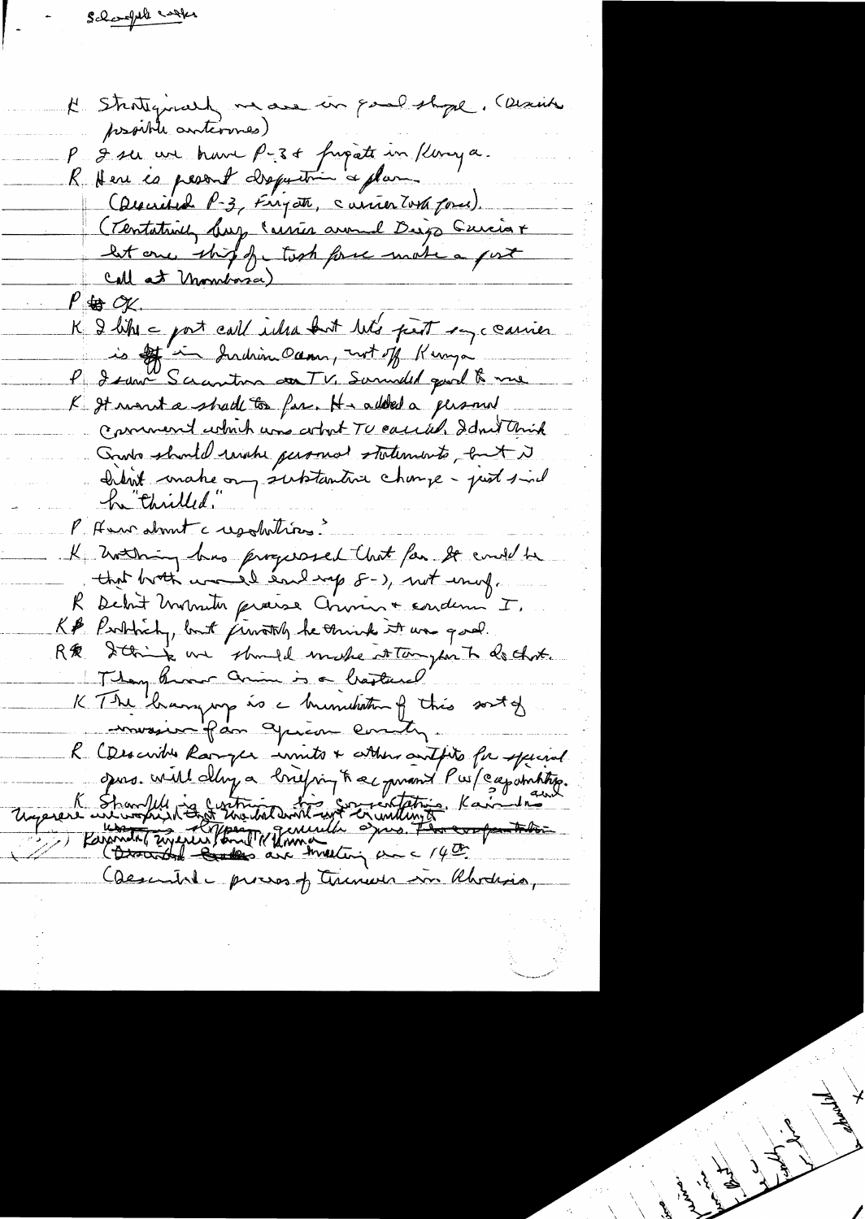- Schlesinger cont.

K Strategically we are in good shape. (Describes possible outcomes)

P I see we have P-3 + frigate in Kenya.

R Here is present disposition + plan. (Described P-3, Frigate, carrier task force). (Tentatively keep carrier around Diego Garcia + let one ship of task force make a port call at Mombasa)

P OK.

K I like a port call idea but let's just say a carrier is in Indian Ocean, not off Kenya

P I saw Scranton on TV. Sounded good to me

K It was a shade too far. He added a personal comment which was about TV cameras. I don't think Gov'ts should make personal statements, but I didn't make any substantive change - just said he "thrilled."

P How about a resolution?

K Nothing has progressed that far. It could be that both would end up 8-7, not enough.

R Didn't Waldheim praise Amin + condemn I.

K Publicly, but privately he thinks it was good.

R I think we should make it tougher to do that. They know Amin is a bastard

K The hanging up is a humiliation of this sort of invasion from African country.

R (Describes Ranger units + other outfits for special ops. Will do a briefing + equipment P's/capability.)

K Shanfield is continuing his conversations. Kaunda + Nyerere are upset that the Nation didn't want to consult with Kaunda, Nyerere [illegible] (Discussed Rhodesia meeting on the 14th. (Described process of Turnover in Rhodesia,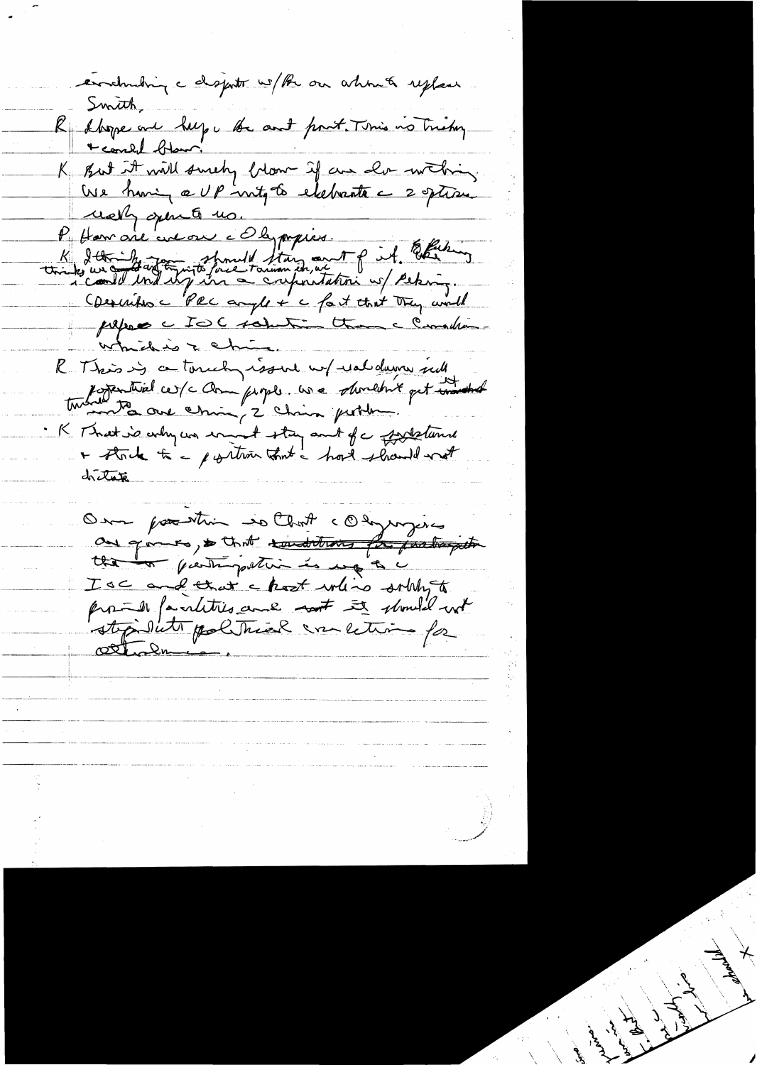including a dispute w/PRC on whom to replace Smith.

R I hope we keep the out front. This is tricky & could blow.

K But it will surely blow if we do nothing. We having a UP mtg to elaborate the 2 options really open to us.

P How are we on the Olympics.

K I think you should stay out of it. Elliot Richardson thinks we could try to face Taiwan down, we could end up in a confrontation w/ Peking. Describes the PRC angle & the fact that they would prefer the IOC solution than the Canadian – which is 2 China.

R This is a touchy issue w/ real dynamite potential w/ the Am people. We shouldn't get trapped into a one China, 2 China problem.

K That is why we must stay out of the substance & stick to the position that the host should not dictate.

Our position is that the Olympics are games, that ~~conditions for participation~~ the participation is up to the IOC and that the host role is solely to provide facilities and not it should not stipulate political conditions for attendance.